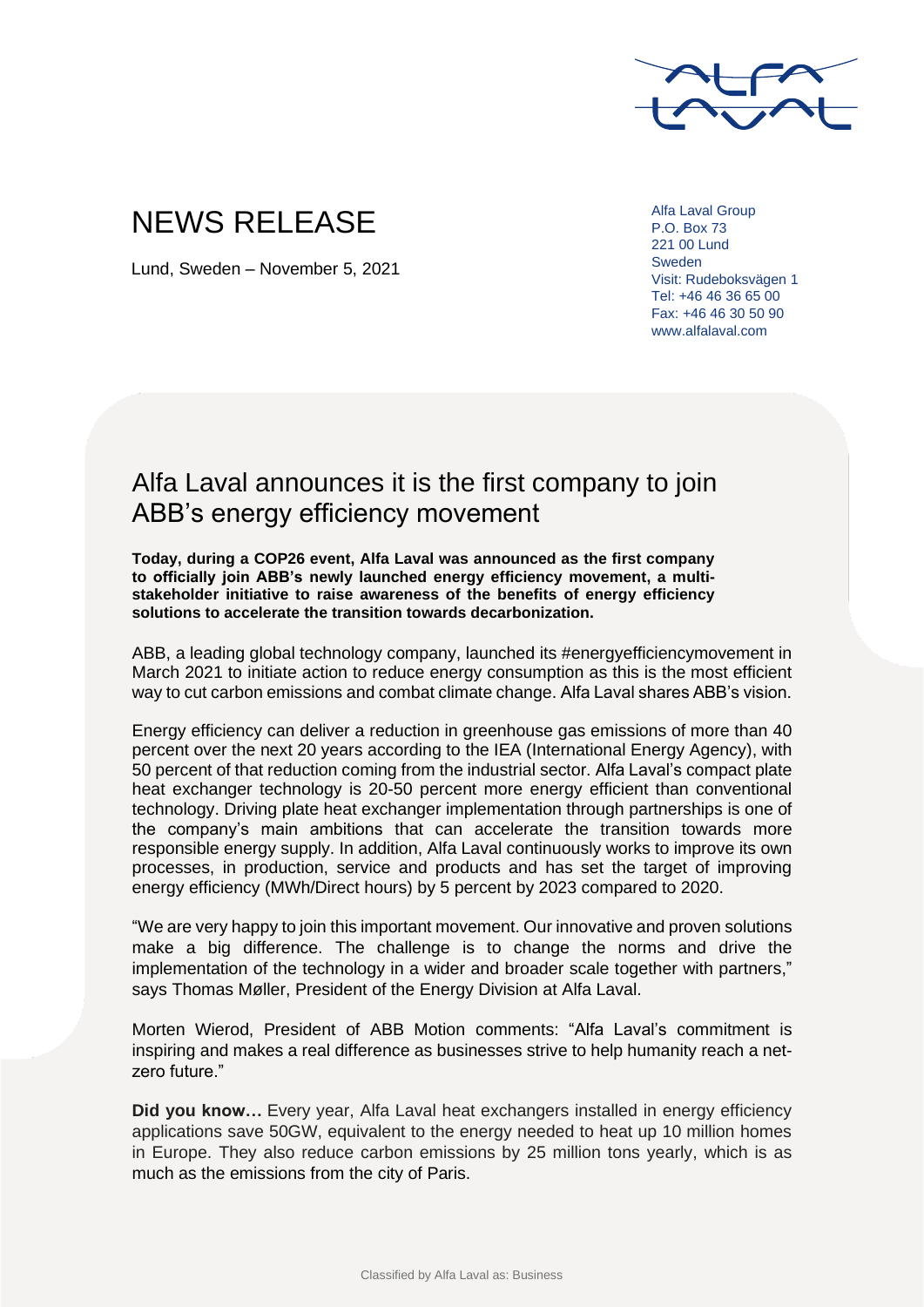# NEWS RELEASE

Lund, Sweden – November 5, 2021

Alfa Laval Group
P.O. Box 73
221 00 Lund
Sweden
Visit: Rudeboksvägen 1
Tel: +46 46 36 65 00
Fax: +46 46 30 50 90
www.alfalaval.com

## Alfa Laval announces it is the first company to join ABB's energy efficiency movement

**Today, during a COP26 event, Alfa Laval was announced as the first company to officially join ABB's newly launched energy efficiency movement, a multi-stakeholder initiative to raise awareness of the benefits of energy efficiency solutions to accelerate the transition towards decarbonization.**

ABB, a leading global technology company, launched its #energyefficiencymovement in March 2021 to initiate action to reduce energy consumption as this is the most efficient way to cut carbon emissions and combat climate change. Alfa Laval shares ABB's vision.

Energy efficiency can deliver a reduction in greenhouse gas emissions of more than 40 percent over the next 20 years according to the IEA (International Energy Agency), with 50 percent of that reduction coming from the industrial sector. Alfa Laval's compact plate heat exchanger technology is 20-50 percent more energy efficient than conventional technology. Driving plate heat exchanger implementation through partnerships is one of the company's main ambitions that can accelerate the transition towards more responsible energy supply. In addition, Alfa Laval continuously works to improve its own processes, in production, service and products and has set the target of improving energy efficiency (MWh/Direct hours) by 5 percent by 2023 compared to 2020.

"We are very happy to join this important movement. Our innovative and proven solutions make a big difference. The challenge is to change the norms and drive the implementation of the technology in a wider and broader scale together with partners," says Thomas Møller, President of the Energy Division at Alfa Laval.

Morten Wierod, President of ABB Motion comments: "Alfa Laval's commitment is inspiring and makes a real difference as businesses strive to help humanity reach a net-zero future."

**Did you know…** Every year, Alfa Laval heat exchangers installed in energy efficiency applications save 50GW, equivalent to the energy needed to heat up 10 million homes in Europe. They also reduce carbon emissions by 25 million tons yearly, which is as much as the emissions from the city of Paris.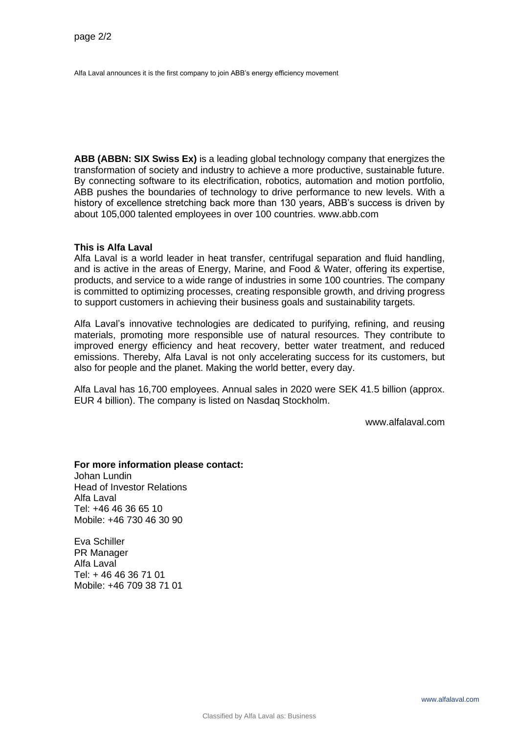**ABB (ABBN: SIX Swiss Ex)** is a leading global technology company that energizes the transformation of society and industry to achieve a more productive, sustainable future. By connecting software to its electrification, robotics, automation and motion portfolio, ABB pushes the boundaries of technology to drive performance to new levels. With a history of excellence stretching back more than 130 years, ABB's success is driven by about 105,000 talented employees in over 100 countries. www.abb.com

**This is Alfa Laval**

Alfa Laval is a world leader in heat transfer, centrifugal separation and fluid handling, and is active in the areas of Energy, Marine, and Food & Water, offering its expertise, products, and service to a wide range of industries in some 100 countries. The company is committed to optimizing processes, creating responsible growth, and driving progress to support customers in achieving their business goals and sustainability targets.

Alfa Laval's innovative technologies are dedicated to purifying, refining, and reusing materials, promoting more responsible use of natural resources. They contribute to improved energy efficiency and heat recovery, better water treatment, and reduced emissions. Thereby, Alfa Laval is not only accelerating success for its customers, but also for people and the planet. Making the world better, every day.

Alfa Laval has 16,700 employees. Annual sales in 2020 were SEK 41.5 billion (approx. EUR 4 billion). The company is listed on Nasdaq Stockholm.

www.alfalaval.com

**For more information please contact:**

Johan Lundin
Head of Investor Relations
Alfa Laval
Tel: +46 46 36 65 10
Mobile: +46 730 46 30 90

Eva Schiller
PR Manager
Alfa Laval
Tel: + 46 46 36 71 01
Mobile: +46 709 38 71 01